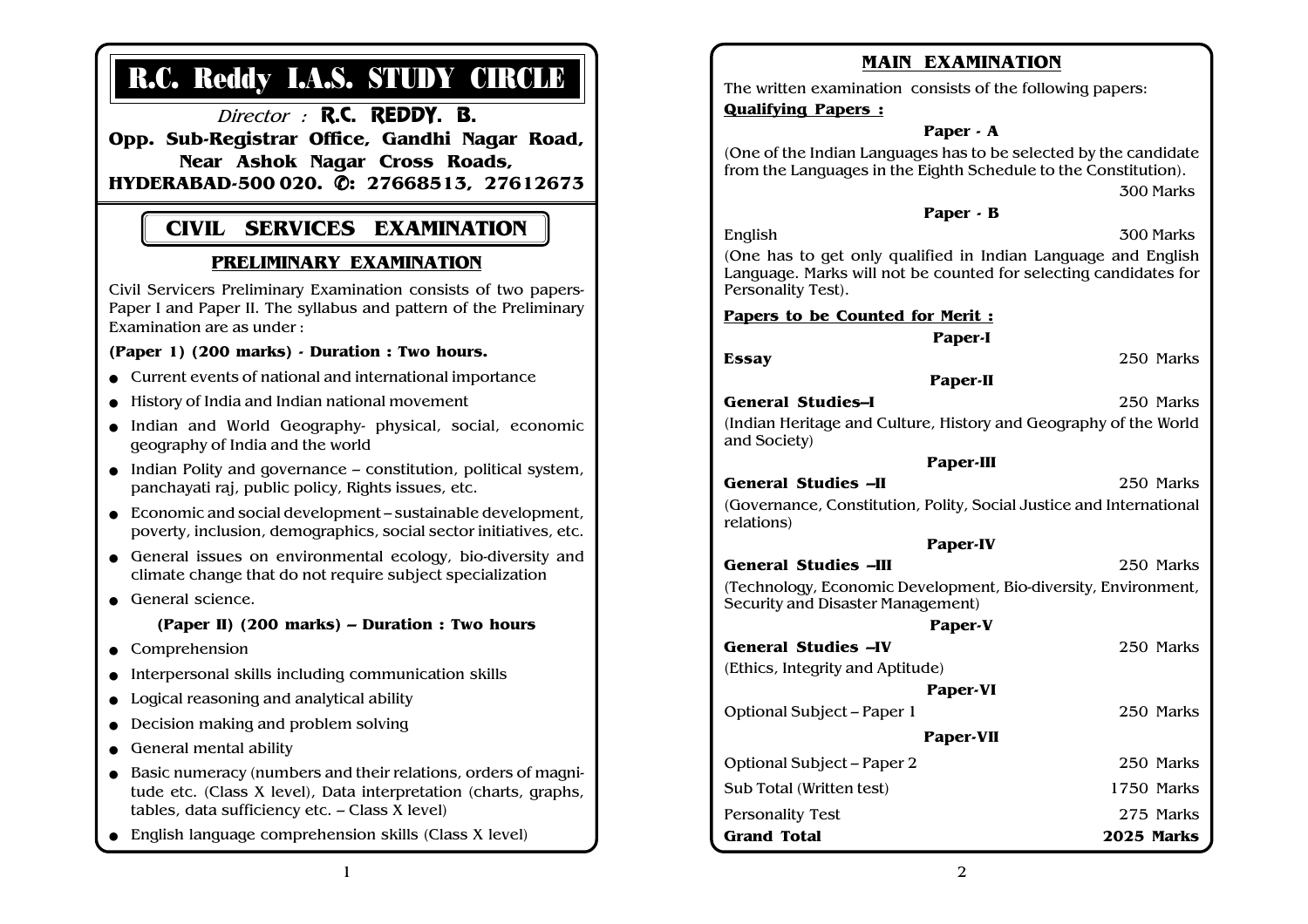# R.C. Reddy I.A.S. STUDY CIRCLE

*Director :* **R.C. REDDY. B.**

**Opp. Sub-Registrar Office, Gandhi Nagar Road, Near Ashok Nagar Cross Roads, HYDERABAD-500 020. ✆: 27668513, 27612673**

## CIVIL SERVICES EXAMINATION

### PRELIMINARY EXAMINATION

Civil Servicers Preliminary Examination consists of two papers-Paper I and Paper II. The syllabus and pattern of the Preliminary Examination are as under :

**(Paper 1) (200 marks) - Duration : Two hours.**

- Current events of national and international importance
- History of India and Indian national movement
- Indian and World Geography- physical, social, economic geography of India and the world
- Indian Polity and governance – constitution, political system, panchayati raj, public policy, Rights issues, etc.
- Economic and social development – sustainable development, poverty, inclusion, demographics, social sector initiatives, etc.
- General issues on environmental ecology, bio-diversity and climate change that do not require subject specialization
- General science.

**(Paper II) (200 marks) – Duration : Two hours**

- Comprehension
- Interpersonal skills including communication skills
- Logical reasoning and analytical ability
- Decision making and problem solving
- General mental ability
- Basic numeracy (numbers and their relations, orders of magnitude etc. (Class X level), Data interpretation (charts, graphs, tables, data sufficiency etc. – Class X level)
- English language comprehension skills (Class X level)

### MAIN EXAMINATION

The written examination consists of the following papers:

**Qualifying Papers :**

**Paper - A**

(One of the Indian Languages has to be selected by the candidate from the Languages in the Eighth Schedule to the Constitution). 300 Marks

**Paper - B**

English 300 Marks

(One has to get only qualified in Indian Language and English Language. Marks will not be counted for selecting candidates for Personality Test).

**Papers to be Counted for Merit :**

| Paper | Subject | Marks |
|---|---|---|
| Paper-I | **Essay** | 250 Marks |
| Paper-II | **General Studies–I** (Indian Heritage and Culture, History and Geography of the World and Society) | 250 Marks |
| Paper-III | **General Studies –II** (Governance, Constitution, Polity, Social Justice and International relations) | 250 Marks |
| Paper-IV | **General Studies –III** (Technology, Economic Development, Bio-diversity, Environment, Security and Disaster Management) | 250 Marks |
| Paper-V | **General Studies –IV** (Ethics, Integrity and Aptitude) | 250 Marks |
| Paper-VI | Optional Subject – Paper 1 | 250 Marks |
| Paper-VII | Optional Subject – Paper 2 | 250 Marks |
| | Sub Total (Written test) | 1750 Marks |
| | Personality Test | 275 Marks |
| | **Grand Total** | **2025 Marks** |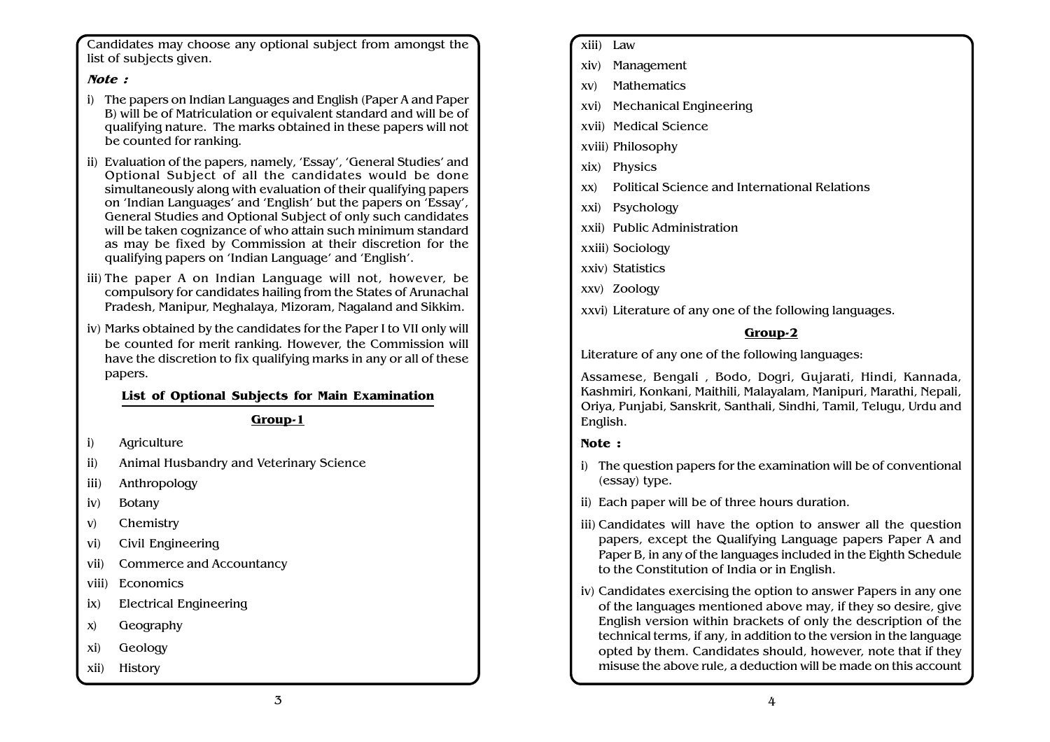Candidates may choose any optional subject from amongst the list of subjects given.

***Note :***

i) The papers on Indian Languages and English (Paper A and Paper B) will be of Matriculation or equivalent standard and will be of qualifying nature. The marks obtained in these papers will not be counted for ranking.

ii) Evaluation of the papers, namely, 'Essay', 'General Studies' and Optional Subject of all the candidates would be done simultaneously along with evaluation of their qualifying papers on 'Indian Languages' and 'English' but the papers on 'Essay', General Studies and Optional Subject of only such candidates will be taken cognizance of who attain such minimum standard as may be fixed by Commission at their discretion for the qualifying papers on 'Indian Language' and 'English'.

iii) The paper A on Indian Language will not, however, be compulsory for candidates hailing from the States of Arunachal Pradesh, Manipur, Meghalaya, Mizoram, Nagaland and Sikkim.

iv) Marks obtained by the candidates for the Paper I to VII only will be counted for merit ranking. However, the Commission will have the discretion to fix qualifying marks in any or all of these papers.

## List of Optional Subjects for Main Examination

### Group-1

i) Agriculture

ii) Animal Husbandry and Veterinary Science

iii) Anthropology

iv) Botany

v) Chemistry

vi) Civil Engineering

vii) Commerce and Accountancy

viii) Economics

ix) Electrical Engineering

x) Geography

xi) Geology

xii) History

xiii) Law

xiv) Management

xv) Mathematics

xvi) Mechanical Engineering

xvii) Medical Science

xviii) Philosophy

xix) Physics

xx) Political Science and International Relations

xxi) Psychology

xxii) Public Administration

xxiii) Sociology

xxiv) Statistics

xxv) Zoology

xxvi) Literature of any one of the following languages.

### Group-2

Literature of any one of the following languages:

Assamese, Bengali , Bodo, Dogri, Gujarati, Hindi, Kannada, Kashmiri, Konkani, Maithili, Malayalam, Manipuri, Marathi, Nepali, Oriya, Punjabi, Sanskrit, Santhali, Sindhi, Tamil, Telugu, Urdu and English.

**Note :**

i) The question papers for the examination will be of conventional (essay) type.

ii) Each paper will be of three hours duration.

iii) Candidates will have the option to answer all the question papers, except the Qualifying Language papers Paper A and Paper B, in any of the languages included in the Eighth Schedule to the Constitution of India or in English.

iv) Candidates exercising the option to answer Papers in any one of the languages mentioned above may, if they so desire, give English version within brackets of only the description of the technical terms, if any, in addition to the version in the language opted by them. Candidates should, however, note that if they misuse the above rule, a deduction will be made on this account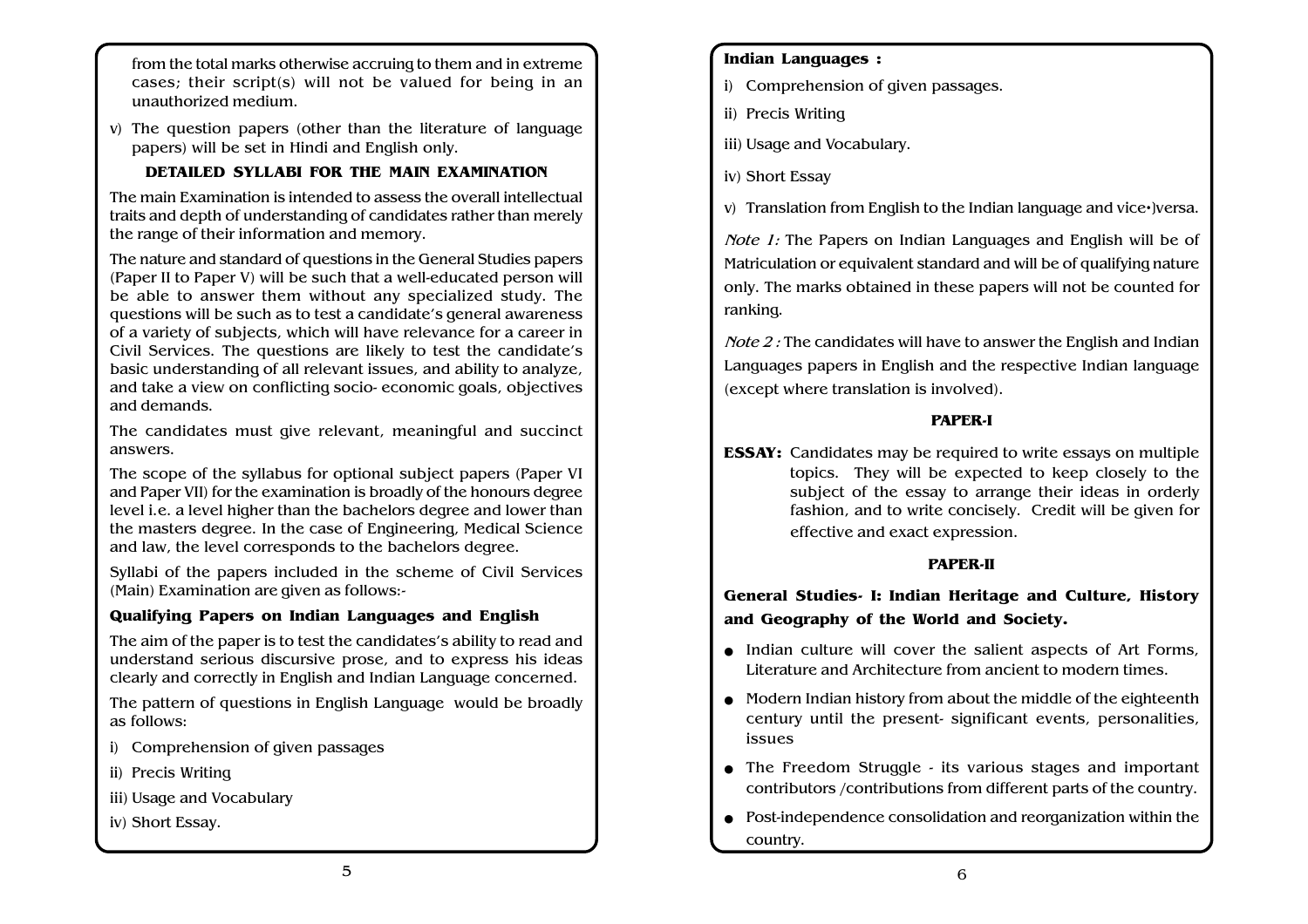from the total marks otherwise accruing to them and in extreme cases; their script(s) will not be valued for being in an unauthorized medium.

v) The question papers (other than the literature of language papers) will be set in Hindi and English only.

## DETAILED SYLLABI FOR THE MAIN EXAMINATION

The main Examination is intended to assess the overall intellectual traits and depth of understanding of candidates rather than merely the range of their information and memory.

The nature and standard of questions in the General Studies papers (Paper II to Paper V) will be such that a well-educated person will be able to answer them without any specialized study. The questions will be such as to test a candidate's general awareness of a variety of subjects, which will have relevance for a career in Civil Services. The questions are likely to test the candidate's basic understanding of all relevant issues, and ability to analyze, and take a view on conflicting socio- economic goals, objectives and demands.

The candidates must give relevant, meaningful and succinct answers.

The scope of the syllabus for optional subject papers (Paper VI and Paper VII) for the examination is broadly of the honours degree level i.e. a level higher than the bachelors degree and lower than the masters degree. In the case of Engineering, Medical Science and law, the level corresponds to the bachelors degree.

Syllabi of the papers included in the scheme of Civil Services (Main) Examination are given as follows:-

### Qualifying Papers on Indian Languages and English

The aim of the paper is to test the candidates's ability to read and understand serious discursive prose, and to express his ideas clearly and correctly in English and Indian Language concerned.

The pattern of questions in English Language would be broadly as follows:

i) Comprehension of given passages

ii) Precis Writing

iii) Usage and Vocabulary

iv) Short Essay.

**Indian Languages :**

i) Comprehension of given passages.

ii) Precis Writing

iii) Usage and Vocabulary.

iv) Short Essay

v) Translation from English to the Indian language and vice•)versa.

*Note 1:* The Papers on Indian Languages and English will be of Matriculation or equivalent standard and will be of qualifying nature only. The marks obtained in these papers will not be counted for ranking.

*Note 2 :* The candidates will have to answer the English and Indian Languages papers in English and the respective Indian language (except where translation is involved).

### PAPER-I

**ESSAY:** Candidates may be required to write essays on multiple topics. They will be expected to keep closely to the subject of the essay to arrange their ideas in orderly fashion, and to write concisely. Credit will be given for effective and exact expression.

### PAPER-II

### General Studies- I: Indian Heritage and Culture, History and Geography of the World and Society.

- Indian culture will cover the salient aspects of Art Forms, Literature and Architecture from ancient to modern times.
- Modern Indian history from about the middle of the eighteenth century until the present- significant events, personalities, issues
- The Freedom Struggle - its various stages and important contributors /contributions from different parts of the country.
- Post-independence consolidation and reorganization within the country.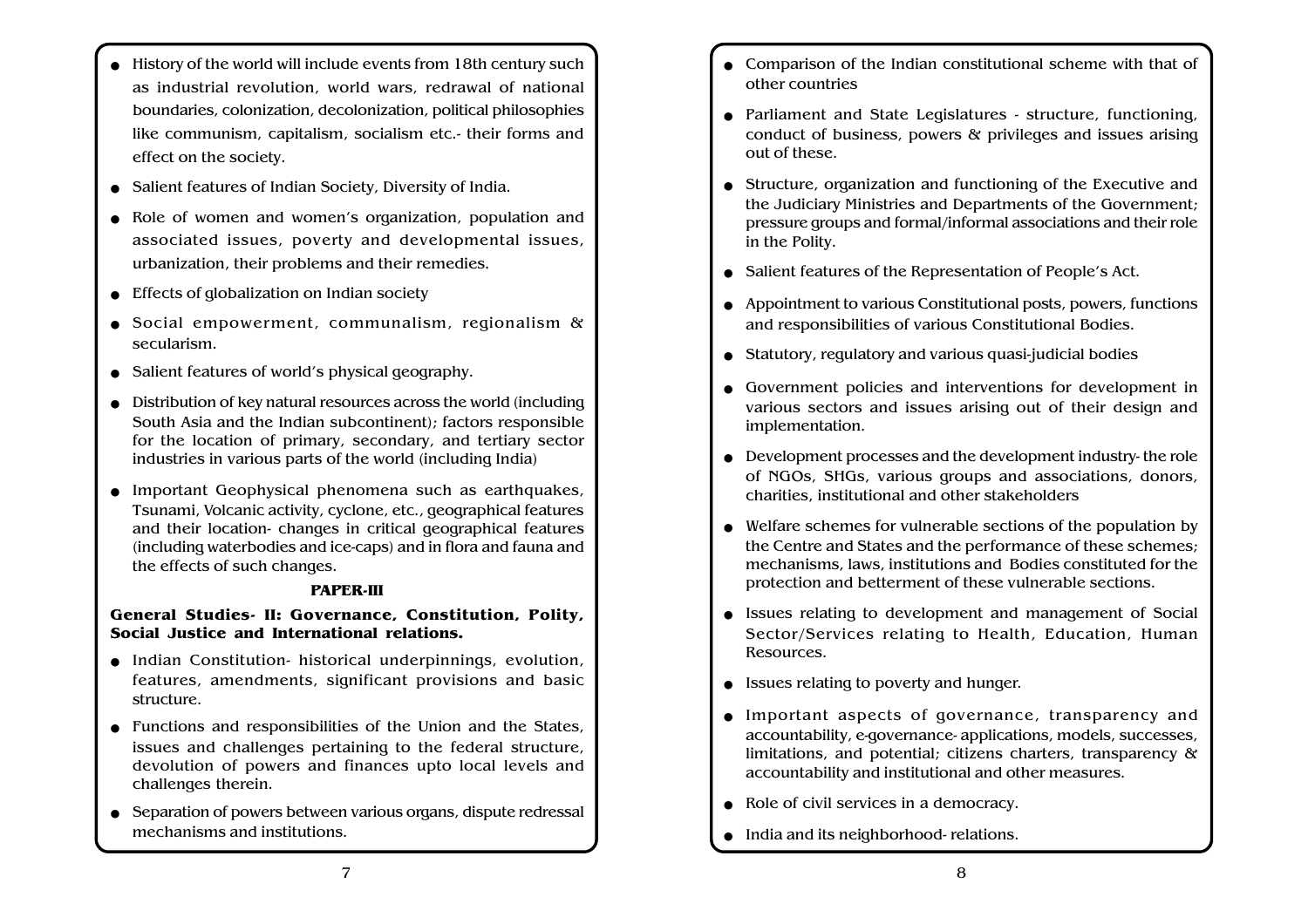- History of the world will include events from 18th century such as industrial revolution, world wars, redrawal of national boundaries, colonization, decolonization, political philosophies like communism, capitalism, socialism etc.- their forms and effect on the society.
- Salient features of Indian Society, Diversity of India.
- Role of women and women's organization, population and associated issues, poverty and developmental issues, urbanization, their problems and their remedies.
- Effects of globalization on Indian society
- Social empowerment, communalism, regionalism & secularism.
- Salient features of world's physical geography.
- Distribution of key natural resources across the world (including South Asia and the Indian subcontinent); factors responsible for the location of primary, secondary, and tertiary sector industries in various parts of the world (including India)
- Important Geophysical phenomena such as earthquakes, Tsunami, Volcanic activity, cyclone, etc., geographical features and their location- changes in critical geographical features (including waterbodies and ice-caps) and in flora and fauna and the effects of such changes.

## PAPER-III

**General Studies- II: Governance, Constitution, Polity, Social Justice and International relations.**

- Indian Constitution- historical underpinnings, evolution, features, amendments, significant provisions and basic structure.
- Functions and responsibilities of the Union and the States, issues and challenges pertaining to the federal structure, devolution of powers and finances upto local levels and challenges therein.
- Separation of powers between various organs, dispute redressal mechanisms and institutions.
- Comparison of the Indian constitutional scheme with that of other countries
- Parliament and State Legislatures - structure, functioning, conduct of business, powers & privileges and issues arising out of these.
- Structure, organization and functioning of the Executive and the Judiciary Ministries and Departments of the Government; pressure groups and formal/informal associations and their role in the Polity.
- Salient features of the Representation of People's Act.
- Appointment to various Constitutional posts, powers, functions and responsibilities of various Constitutional Bodies.
- Statutory, regulatory and various quasi-judicial bodies
- Government policies and interventions for development in various sectors and issues arising out of their design and implementation.
- Development processes and the development industry- the role of NGOs, SHGs, various groups and associations, donors, charities, institutional and other stakeholders
- Welfare schemes for vulnerable sections of the population by the Centre and States and the performance of these schemes; mechanisms, laws, institutions and Bodies constituted for the protection and betterment of these vulnerable sections.
- Issues relating to development and management of Social Sector/Services relating to Health, Education, Human Resources.
- Issues relating to poverty and hunger.
- Important aspects of governance, transparency and accountability, e-governance- applications, models, successes, limitations, and potential; citizens charters, transparency & accountability and institutional and other measures.
- Role of civil services in a democracy.
- India and its neighborhood- relations.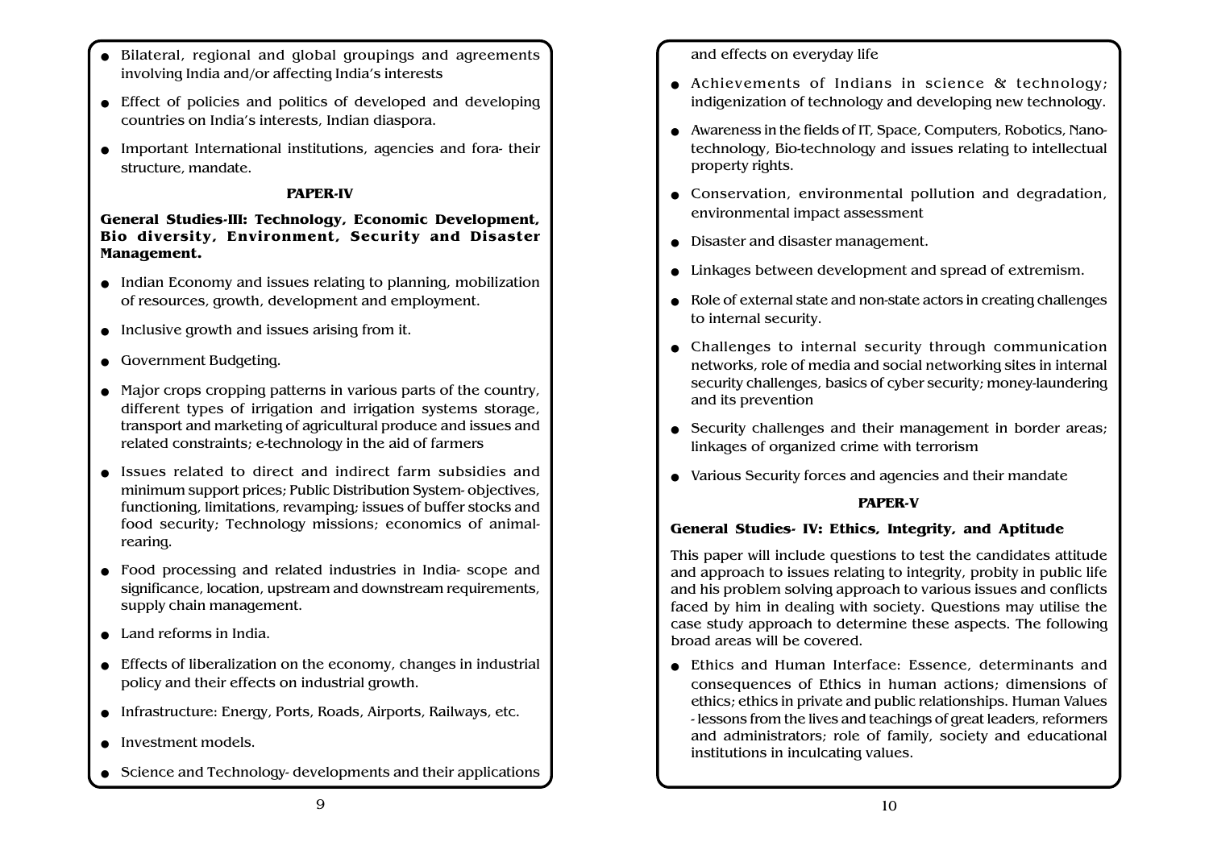- Bilateral, regional and global groupings and agreements involving India and/or affecting India's interests
- Effect of policies and politics of developed and developing countries on India's interests, Indian diaspora.
- Important International institutions, agencies and fora- their structure, mandate.

### PAPER-IV

**General Studies-III: Technology, Economic Development, Bio diversity, Environment, Security and Disaster Management.**

- Indian Economy and issues relating to planning, mobilization of resources, growth, development and employment.
- Inclusive growth and issues arising from it.
- Government Budgeting.
- Major crops cropping patterns in various parts of the country, different types of irrigation and irrigation systems storage, transport and marketing of agricultural produce and issues and related constraints; e-technology in the aid of farmers
- Issues related to direct and indirect farm subsidies and minimum support prices; Public Distribution System- objectives, functioning, limitations, revamping; issues of buffer stocks and food security; Technology missions; economics of animal-rearing.
- Food processing and related industries in India- scope and significance, location, upstream and downstream requirements, supply chain management.
- Land reforms in India.
- Effects of liberalization on the economy, changes in industrial policy and their effects on industrial growth.
- Infrastructure: Energy, Ports, Roads, Airports, Railways, etc.
- Investment models.
- Science and Technology- developments and their applications and effects on everyday life
- Achievements of Indians in science & technology; indigenization of technology and developing new technology.
- Awareness in the fields of IT, Space, Computers, Robotics, Nano-technology, Bio-technology and issues relating to intellectual property rights.
- Conservation, environmental pollution and degradation, environmental impact assessment
- Disaster and disaster management.
- Linkages between development and spread of extremism.
- Role of external state and non-state actors in creating challenges to internal security.
- Challenges to internal security through communication networks, role of media and social networking sites in internal security challenges, basics of cyber security; money-laundering and its prevention
- Security challenges and their management in border areas; linkages of organized crime with terrorism
- Various Security forces and agencies and their mandate

### PAPER-V

**General Studies- IV: Ethics, Integrity, and Aptitude**

This paper will include questions to test the candidates attitude and approach to issues relating to integrity, probity in public life and his problem solving approach to various issues and conflicts faced by him in dealing with society. Questions may utilise the case study approach to determine these aspects. The following broad areas will be covered.

- Ethics and Human Interface: Essence, determinants and consequences of Ethics in human actions; dimensions of ethics; ethics in private and public relationships. Human Values - lessons from the lives and teachings of great leaders, reformers and administrators; role of family, society and educational institutions in inculcating values.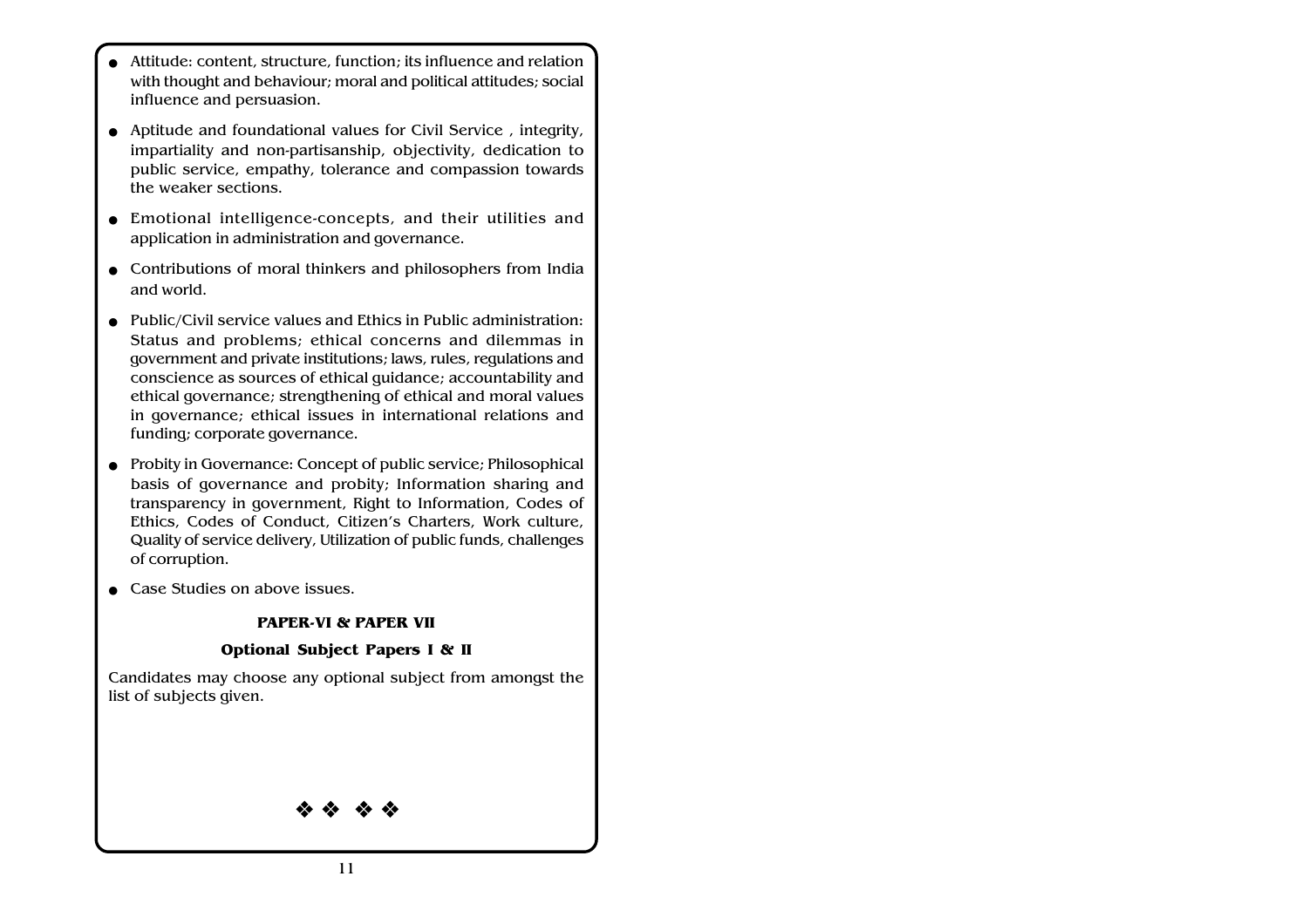- Attitude: content, structure, function; its influence and relation with thought and behaviour; moral and political attitudes; social influence and persuasion.
- Aptitude and foundational values for Civil Service , integrity, impartiality and non-partisanship, objectivity, dedication to public service, empathy, tolerance and compassion towards the weaker sections.
- Emotional intelligence-concepts, and their utilities and application in administration and governance.
- Contributions of moral thinkers and philosophers from India and world.
- Public/Civil service values and Ethics in Public administration: Status and problems; ethical concerns and dilemmas in government and private institutions; laws, rules, regulations and conscience as sources of ethical guidance; accountability and ethical governance; strengthening of ethical and moral values in governance; ethical issues in international relations and funding; corporate governance.
- Probity in Governance: Concept of public service; Philosophical basis of governance and probity; Information sharing and transparency in government, Right to Information, Codes of Ethics, Codes of Conduct, Citizen's Charters, Work culture, Quality of service delivery, Utilization of public funds, challenges of corruption.
- Case Studies on above issues.

**PAPER-VI & PAPER VII**

**Optional Subject Papers I & II**

Candidates may choose any optional subject from amongst the list of subjects given.

❖❖ ❖❖